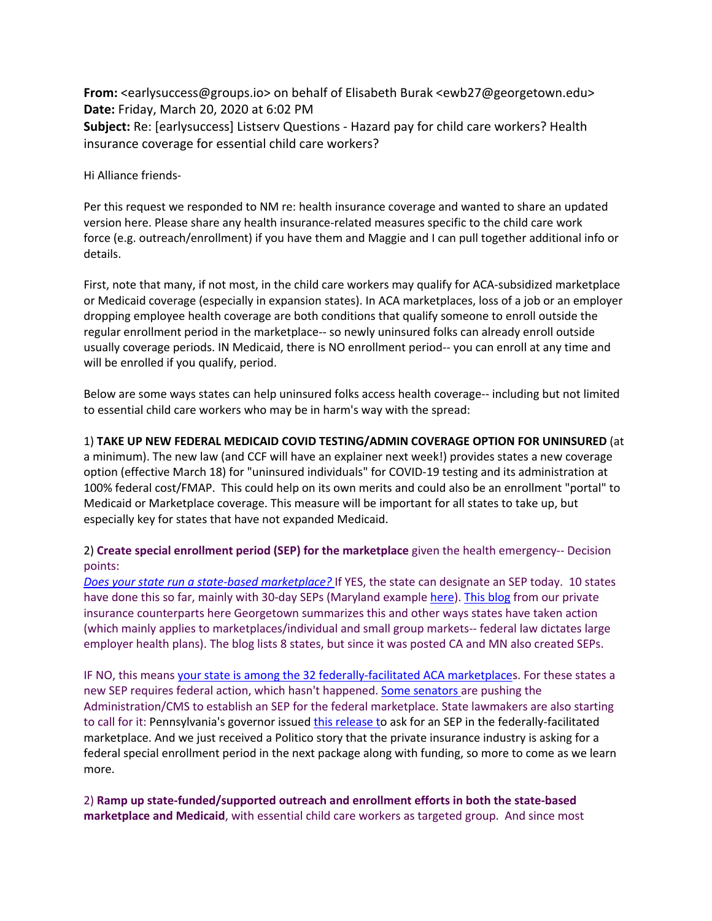**From:** <earlysuccess@groups.io> on behalf of Elisabeth Burak <ewb27@georgetown.edu>
**Date:** Friday, March 20, 2020 at 6:02 PM
**Subject:** Re: [earlysuccess] Listserv Questions - Hazard pay for child care workers? Health insurance coverage for essential child care workers?

Hi Alliance friends-

Per this request we responded to NM re: health insurance coverage and wanted to share an updated version here. Please share any health insurance-related measures specific to the child care work force (e.g. outreach/enrollment) if you have them and Maggie and I can pull together additional info or details.

First, note that many, if not most, in the child care workers may qualify for ACA-subsidized marketplace or Medicaid coverage (especially in expansion states). In ACA marketplaces, loss of a job or an employer dropping employee health coverage are both conditions that qualify someone to enroll outside the regular enrollment period in the marketplace-- so newly uninsured folks can already enroll outside usually coverage periods. IN Medicaid, there is NO enrollment period-- you can enroll at any time and will be enrolled if you qualify, period.

Below are some ways states can help uninsured folks access health coverage-- including but not limited to essential child care workers who may be in harm's way with the spread:

1) **TAKE UP NEW FEDERAL MEDICAID COVID TESTING/ADMIN COVERAGE OPTION FOR UNINSURED** (at a minimum). The new law (and CCF will have an explainer next week!) provides states a new coverage option (effective March 18) for "uninsured individuals" for COVID-19 testing and its administration at 100% federal cost/FMAP. This could help on its own merits and could also be an enrollment "portal" to Medicaid or Marketplace coverage. This measure will be important for all states to take up, but especially key for states that have not expanded Medicaid.

2) **Create special enrollment period (SEP) for the marketplace** given the health emergency-- Decision points:
*Does your state run a state-based marketplace?* If YES, the state can designate an SEP today. 10 states have done this so far, mainly with 30-day SEPs (Maryland example here). This blog from our private insurance counterparts here Georgetown summarizes this and other ways states have taken action (which mainly applies to marketplaces/individual and small group markets-- federal law dictates large employer health plans). The blog lists 8 states, but since it was posted CA and MN also created SEPs.

IF NO, this means your state is among the 32 federally-facilitated ACA marketplaces. For these states a new SEP requires federal action, which hasn't happened. Some senators are pushing the Administration/CMS to establish an SEP for the federal marketplace. State lawmakers are also starting to call for it: Pennsylvania's governor issued this release to ask for an SEP in the federally-facilitated marketplace. And we just received a Politico story that the private insurance industry is asking for a federal special enrollment period in the next package along with funding, so more to come as we learn more.

2) **Ramp up state-funded/supported outreach and enrollment efforts in both the state-based marketplace and Medicaid**, with essential child care workers as targeted group. And since most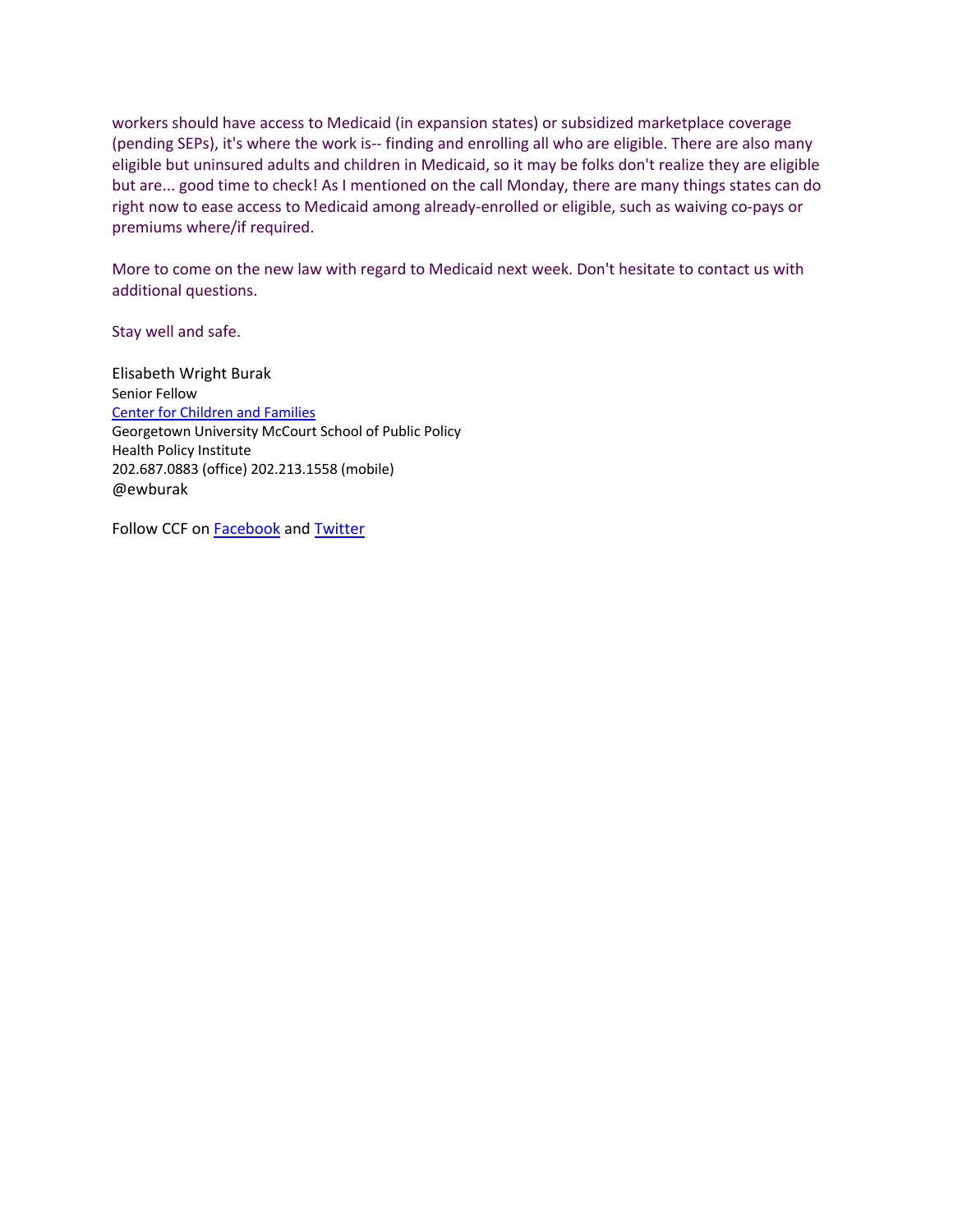workers should have access to Medicaid (in expansion states) or subsidized marketplace coverage (pending SEPs), it's where the work is-- finding and enrolling all who are eligible. There are also many eligible but uninsured adults and children in Medicaid, so it may be folks don't realize they are eligible but are... good time to check! As I mentioned on the call Monday, there are many things states can do right now to ease access to Medicaid among already-enrolled or eligible, such as waiving co-pays or premiums where/if required.

More to come on the new law with regard to Medicaid next week. Don't hesitate to contact us with additional questions.

Stay well and safe.

Elisabeth Wright Burak
Senior Fellow
Center for Children and Families
Georgetown University McCourt School of Public Policy
Health Policy Institute
202.687.0883 (office) 202.213.1558 (mobile)
@ewburak

Follow CCF on Facebook and Twitter